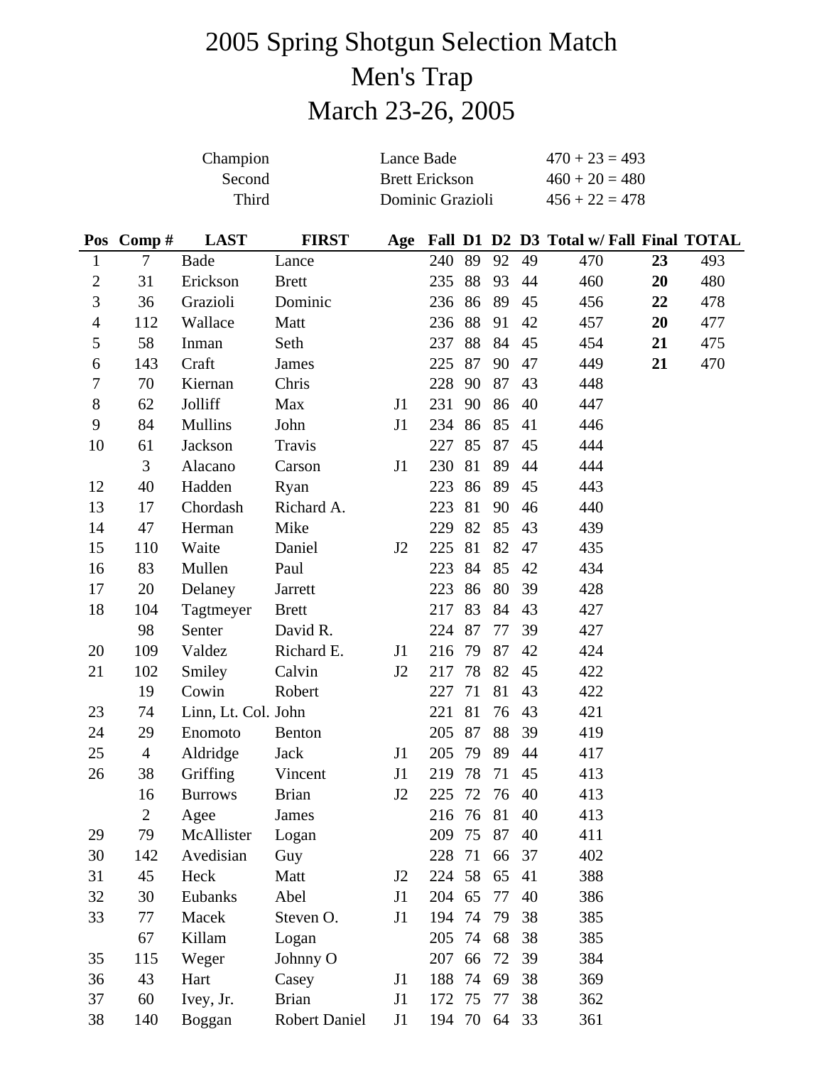# 2005 Spring Shotgun Selection Match

# Men's Trap

# March 23-26, 2005

| | | |
|---|---|---|
| Champion | Lance Bade | 470 + 23 = 493 |
| Second | Brett Erickson | 460 + 20 = 480 |
| Third | Dominic Grazioli | 456 + 22 = 478 |

| Pos | Comp # | LAST | FIRST | Age | Fall | D1 | D2 | D3 | Total w/ Fall | Final | TOTAL |
|---|---|---|---|---|---|---|---|---|---|---|---|
| 1 | 7 | Bade | Lance | | 240 | 89 | 92 | 49 | 470 | **23** | 493 |
| 2 | 31 | Erickson | Brett | | 235 | 88 | 93 | 44 | 460 | **20** | 480 |
| 3 | 36 | Grazioli | Dominic | | 236 | 86 | 89 | 45 | 456 | **22** | 478 |
| 4 | 112 | Wallace | Matt | | 236 | 88 | 91 | 42 | 457 | **20** | 477 |
| 5 | 58 | Inman | Seth | | 237 | 88 | 84 | 45 | 454 | **21** | 475 |
| 6 | 143 | Craft | James | | 225 | 87 | 90 | 47 | 449 | **21** | 470 |
| 7 | 70 | Kiernan | Chris | | 228 | 90 | 87 | 43 | 448 | | |
| 8 | 62 | Jolliff | Max | J1 | 231 | 90 | 86 | 40 | 447 | | |
| 9 | 84 | Mullins | John | J1 | 234 | 86 | 85 | 41 | 446 | | |
| 10 | 61 | Jackson | Travis | | 227 | 85 | 87 | 45 | 444 | | |
| | 3 | Alacano | Carson | J1 | 230 | 81 | 89 | 44 | 444 | | |
| 12 | 40 | Hadden | Ryan | | 223 | 86 | 89 | 45 | 443 | | |
| 13 | 17 | Chordash | Richard A. | | 223 | 81 | 90 | 46 | 440 | | |
| 14 | 47 | Herman | Mike | | 229 | 82 | 85 | 43 | 439 | | |
| 15 | 110 | Waite | Daniel | J2 | 225 | 81 | 82 | 47 | 435 | | |
| 16 | 83 | Mullen | Paul | | 223 | 84 | 85 | 42 | 434 | | |
| 17 | 20 | Delaney | Jarrett | | 223 | 86 | 80 | 39 | 428 | | |
| 18 | 104 | Tagtmeyer | Brett | | 217 | 83 | 84 | 43 | 427 | | |
| | 98 | Senter | David R. | | 224 | 87 | 77 | 39 | 427 | | |
| 20 | 109 | Valdez | Richard E. | J1 | 216 | 79 | 87 | 42 | 424 | | |
| 21 | 102 | Smiley | Calvin | J2 | 217 | 78 | 82 | 45 | 422 | | |
| | 19 | Cowin | Robert | | 227 | 71 | 81 | 43 | 422 | | |
| 23 | 74 | Linn, Lt. Col. | John | | 221 | 81 | 76 | 43 | 421 | | |
| 24 | 29 | Enomoto | Benton | | 205 | 87 | 88 | 39 | 419 | | |
| 25 | 4 | Aldridge | Jack | J1 | 205 | 79 | 89 | 44 | 417 | | |
| 26 | 38 | Griffing | Vincent | J1 | 219 | 78 | 71 | 45 | 413 | | |
| | 16 | Burrows | Brian | J2 | 225 | 72 | 76 | 40 | 413 | | |
| | 2 | Agee | James | | 216 | 76 | 81 | 40 | 413 | | |
| 29 | 79 | McAllister | Logan | | 209 | 75 | 87 | 40 | 411 | | |
| 30 | 142 | Avedisian | Guy | | 228 | 71 | 66 | 37 | 402 | | |
| 31 | 45 | Heck | Matt | J2 | 224 | 58 | 65 | 41 | 388 | | |
| 32 | 30 | Eubanks | Abel | J1 | 204 | 65 | 77 | 40 | 386 | | |
| 33 | 77 | Macek | Steven O. | J1 | 194 | 74 | 79 | 38 | 385 | | |
| | 67 | Killam | Logan | | 205 | 74 | 68 | 38 | 385 | | |
| 35 | 115 | Weger | Johnny O | | 207 | 66 | 72 | 39 | 384 | | |
| 36 | 43 | Hart | Casey | J1 | 188 | 74 | 69 | 38 | 369 | | |
| 37 | 60 | Ivey, Jr. | Brian | J1 | 172 | 75 | 77 | 38 | 362 | | |
| 38 | 140 | Boggan | Robert Daniel | J1 | 194 | 70 | 64 | 33 | 361 | | |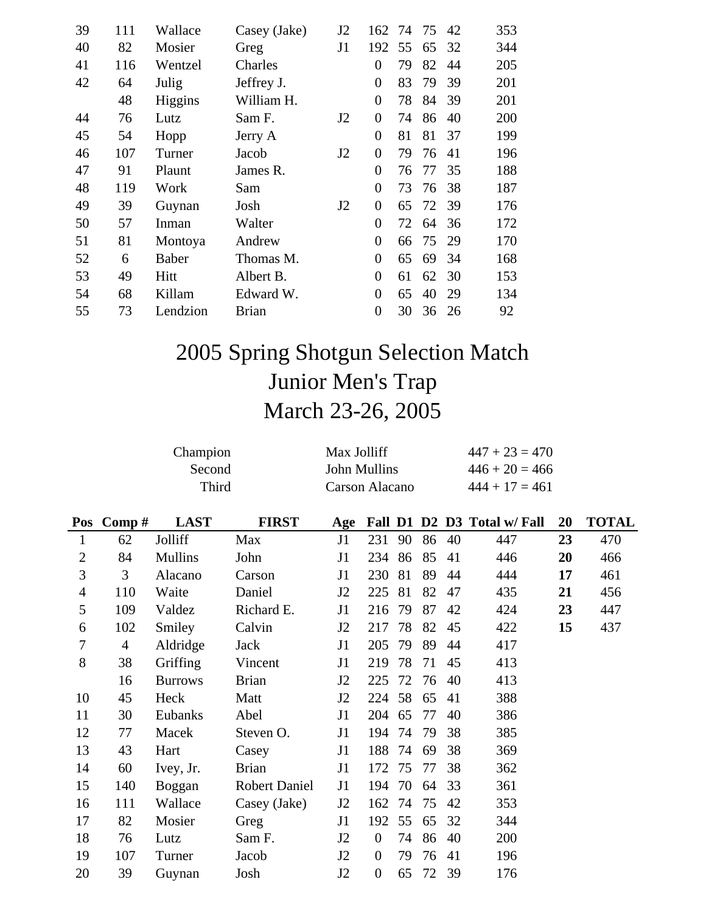| | | | | | | | | | |
|---|---|---|---|---|---|---|---|---|---|
| 39 | 111 | Wallace | Casey (Jake) | J2 | 162 | 74 | 75 | 42 | 353 |
| 40 | 82 | Mosier | Greg | J1 | 192 | 55 | 65 | 32 | 344 |
| 41 | 116 | Wentzel | Charles | | 0 | 79 | 82 | 44 | 205 |
| 42 | 64 | Julig | Jeffrey J. | | 0 | 83 | 79 | 39 | 201 |
| | 48 | Higgins | William H. | | 0 | 78 | 84 | 39 | 201 |
| 44 | 76 | Lutz | Sam F. | J2 | 0 | 74 | 86 | 40 | 200 |
| 45 | 54 | Hopp | Jerry A | | 0 | 81 | 81 | 37 | 199 |
| 46 | 107 | Turner | Jacob | J2 | 0 | 79 | 76 | 41 | 196 |
| 47 | 91 | Plaunt | James R. | | 0 | 76 | 77 | 35 | 188 |
| 48 | 119 | Work | Sam | | 0 | 73 | 76 | 38 | 187 |
| 49 | 39 | Guynan | Josh | J2 | 0 | 65 | 72 | 39 | 176 |
| 50 | 57 | Inman | Walter | | 0 | 72 | 64 | 36 | 172 |
| 51 | 81 | Montoya | Andrew | | 0 | 66 | 75 | 29 | 170 |
| 52 | 6 | Baber | Thomas M. | | 0 | 65 | 69 | 34 | 168 |
| 53 | 49 | Hitt | Albert B. | | 0 | 61 | 62 | 30 | 153 |
| 54 | 68 | Killam | Edward W. | | 0 | 65 | 40 | 29 | 134 |
| 55 | 73 | Lendzion | Brian | | 0 | 30 | 36 | 26 | 92 |

# 2005 Spring Shotgun Selection Match
## Junior Men's Trap
## March 23-26, 2005

| | | |
|---|---|---|
| Champion | Max Jolliff | 447 + 23 = 470 |
| Second | John Mullins | 446 + 20 = 466 |
| Third | Carson Alacano | 444 + 17 = 461 |

| Pos | Comp # | LAST | FIRST | Age | Fall | D1 | D2 | D3 | Total w/ Fall | 20 | TOTAL |
|---|---|---|---|---|---|---|---|---|---|---|---|
| 1 | 62 | Jolliff | Max | J1 | 231 | 90 | 86 | 40 | 447 | **23** | 470 |
| 2 | 84 | Mullins | John | J1 | 234 | 86 | 85 | 41 | 446 | **20** | 466 |
| 3 | 3 | Alacano | Carson | J1 | 230 | 81 | 89 | 44 | 444 | **17** | 461 |
| 4 | 110 | Waite | Daniel | J2 | 225 | 81 | 82 | 47 | 435 | **21** | 456 |
| 5 | 109 | Valdez | Richard E. | J1 | 216 | 79 | 87 | 42 | 424 | **23** | 447 |
| 6 | 102 | Smiley | Calvin | J2 | 217 | 78 | 82 | 45 | 422 | **15** | 437 |
| 7 | 4 | Aldridge | Jack | J1 | 205 | 79 | 89 | 44 | 417 | | |
| 8 | 38 | Griffing | Vincent | J1 | 219 | 78 | 71 | 45 | 413 | | |
| | 16 | Burrows | Brian | J2 | 225 | 72 | 76 | 40 | 413 | | |
| 10 | 45 | Heck | Matt | J2 | 224 | 58 | 65 | 41 | 388 | | |
| 11 | 30 | Eubanks | Abel | J1 | 204 | 65 | 77 | 40 | 386 | | |
| 12 | 77 | Macek | Steven O. | J1 | 194 | 74 | 79 | 38 | 385 | | |
| 13 | 43 | Hart | Casey | J1 | 188 | 74 | 69 | 38 | 369 | | |
| 14 | 60 | Ivey, Jr. | Brian | J1 | 172 | 75 | 77 | 38 | 362 | | |
| 15 | 140 | Boggan | Robert Daniel | J1 | 194 | 70 | 64 | 33 | 361 | | |
| 16 | 111 | Wallace | Casey (Jake) | J2 | 162 | 74 | 75 | 42 | 353 | | |
| 17 | 82 | Mosier | Greg | J1 | 192 | 55 | 65 | 32 | 344 | | |
| 18 | 76 | Lutz | Sam F. | J2 | 0 | 74 | 86 | 40 | 200 | | |
| 19 | 107 | Turner | Jacob | J2 | 0 | 79 | 76 | 41 | 196 | | |
| 20 | 39 | Guynan | Josh | J2 | 0 | 65 | 72 | 39 | 176 | | |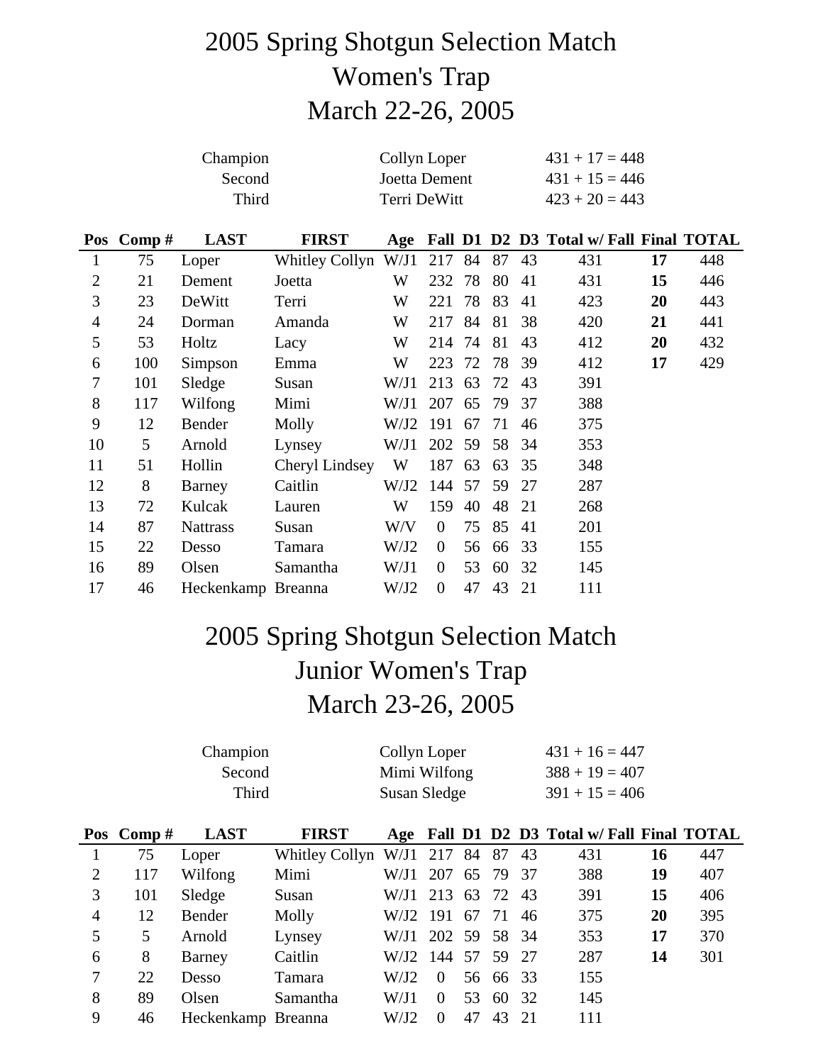# 2005 Spring Shotgun Selection Match
## Women's Trap
## March 22-26, 2005

| | | |
|---|---|---|
| Champion | Collyn Loper | 431 + 17 = 448 |
| Second | Joetta Dement | 431 + 15 = 446 |
| Third | Terri DeWitt | 423 + 20 = 443 |

| Pos | Comp # | LAST | FIRST | Age | Fall | D1 | D2 | D3 | Total w/ Fall | Final | TOTAL |
|---|---|---|---|---|---|---|---|---|---|---|---|
| 1 | 75 | Loper | Whitley Collyn | W/J1 | 217 | 84 | 87 | 43 | 431 | **17** | 448 |
| 2 | 21 | Dement | Joetta | W | 232 | 78 | 80 | 41 | 431 | **15** | 446 |
| 3 | 23 | DeWitt | Terri | W | 221 | 78 | 83 | 41 | 423 | **20** | 443 |
| 4 | 24 | Dorman | Amanda | W | 217 | 84 | 81 | 38 | 420 | **21** | 441 |
| 5 | 53 | Holtz | Lacy | W | 214 | 74 | 81 | 43 | 412 | **20** | 432 |
| 6 | 100 | Simpson | Emma | W | 223 | 72 | 78 | 39 | 412 | **17** | 429 |
| 7 | 101 | Sledge | Susan | W/J1 | 213 | 63 | 72 | 43 | 391 | | |
| 8 | 117 | Wilfong | Mimi | W/J1 | 207 | 65 | 79 | 37 | 388 | | |
| 9 | 12 | Bender | Molly | W/J2 | 191 | 67 | 71 | 46 | 375 | | |
| 10 | 5 | Arnold | Lynsey | W/J1 | 202 | 59 | 58 | 34 | 353 | | |
| 11 | 51 | Hollin | Cheryl Lindsey | W | 187 | 63 | 63 | 35 | 348 | | |
| 12 | 8 | Barney | Caitlin | W/J2 | 144 | 57 | 59 | 27 | 287 | | |
| 13 | 72 | Kulcak | Lauren | W | 159 | 40 | 48 | 21 | 268 | | |
| 14 | 87 | Nattrass | Susan | W/V | 0 | 75 | 85 | 41 | 201 | | |
| 15 | 22 | Desso | Tamara | W/J2 | 0 | 56 | 66 | 33 | 155 | | |
| 16 | 89 | Olsen | Samantha | W/J1 | 0 | 53 | 60 | 32 | 145 | | |
| 17 | 46 | Heckenkamp | Breanna | W/J2 | 0 | 47 | 43 | 21 | 111 | | |

# 2005 Spring Shotgun Selection Match
## Junior Women's Trap
## March 23-26, 2005

| | | |
|---|---|---|
| Champion | Collyn Loper | 431 + 16 = 447 |
| Second | Mimi Wilfong | 388 + 19 = 407 |
| Third | Susan Sledge | 391 + 15 = 406 |

| Pos | Comp # | LAST | FIRST | Age | Fall | D1 | D2 | D3 | Total w/ Fall | Final | TOTAL |
|---|---|---|---|---|---|---|---|---|---|---|---|
| 1 | 75 | Loper | Whitley Collyn | W/J1 | 217 | 84 | 87 | 43 | 431 | **16** | 447 |
| 2 | 117 | Wilfong | Mimi | W/J1 | 207 | 65 | 79 | 37 | 388 | **19** | 407 |
| 3 | 101 | Sledge | Susan | W/J1 | 213 | 63 | 72 | 43 | 391 | **15** | 406 |
| 4 | 12 | Bender | Molly | W/J2 | 191 | 67 | 71 | 46 | 375 | **20** | 395 |
| 5 | 5 | Arnold | Lynsey | W/J1 | 202 | 59 | 58 | 34 | 353 | **17** | 370 |
| 6 | 8 | Barney | Caitlin | W/J2 | 144 | 57 | 59 | 27 | 287 | **14** | 301 |
| 7 | 22 | Desso | Tamara | W/J2 | 0 | 56 | 66 | 33 | 155 | | |
| 8 | 89 | Olsen | Samantha | W/J1 | 0 | 53 | 60 | 32 | 145 | | |
| 9 | 46 | Heckenkamp | Breanna | W/J2 | 0 | 47 | 43 | 21 | 111 | | |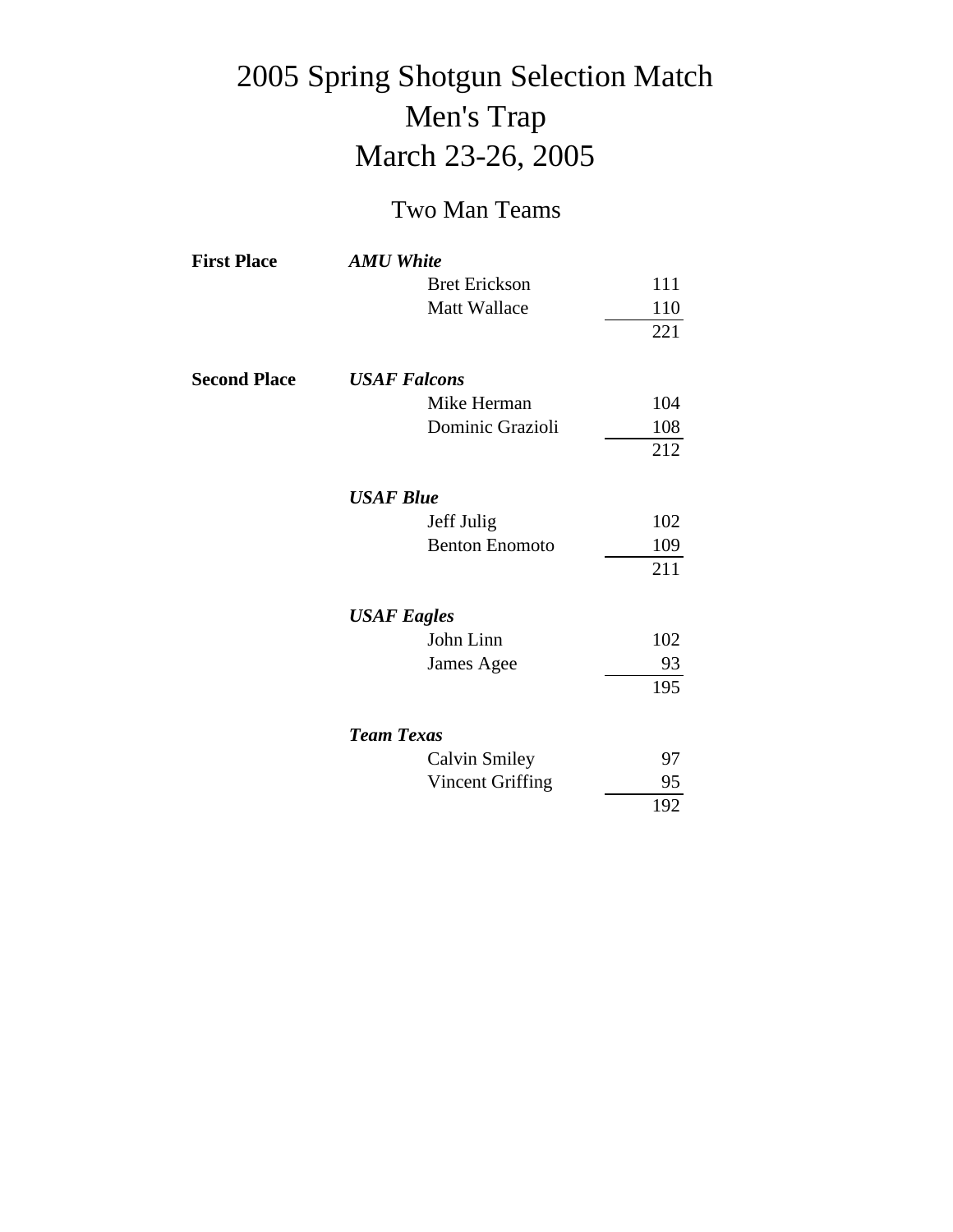# 2005 Spring Shotgun Selection Match
# Men's Trap
# March 23-26, 2005

## Two Man Teams

| Place | Team / Shooter | Score |
|---|---|---|
| **First Place** | ***AMU White*** | |
| | Bret Erickson | 111 |
| | Matt Wallace | 110 |
| | | 221 |
| **Second Place** | ***USAF Falcons*** | |
| | Mike Herman | 104 |
| | Dominic Grazioli | 108 |
| | | 212 |
| | ***USAF Blue*** | |
| | Jeff Julig | 102 |
| | Benton Enomoto | 109 |
| | | 211 |
| | ***USAF Eagles*** | |
| | John Linn | 102 |
| | James Agee | 93 |
| | | 195 |
| | ***Team Texas*** | |
| | Calvin Smiley | 97 |
| | Vincent Griffing | 95 |
| | | 192 |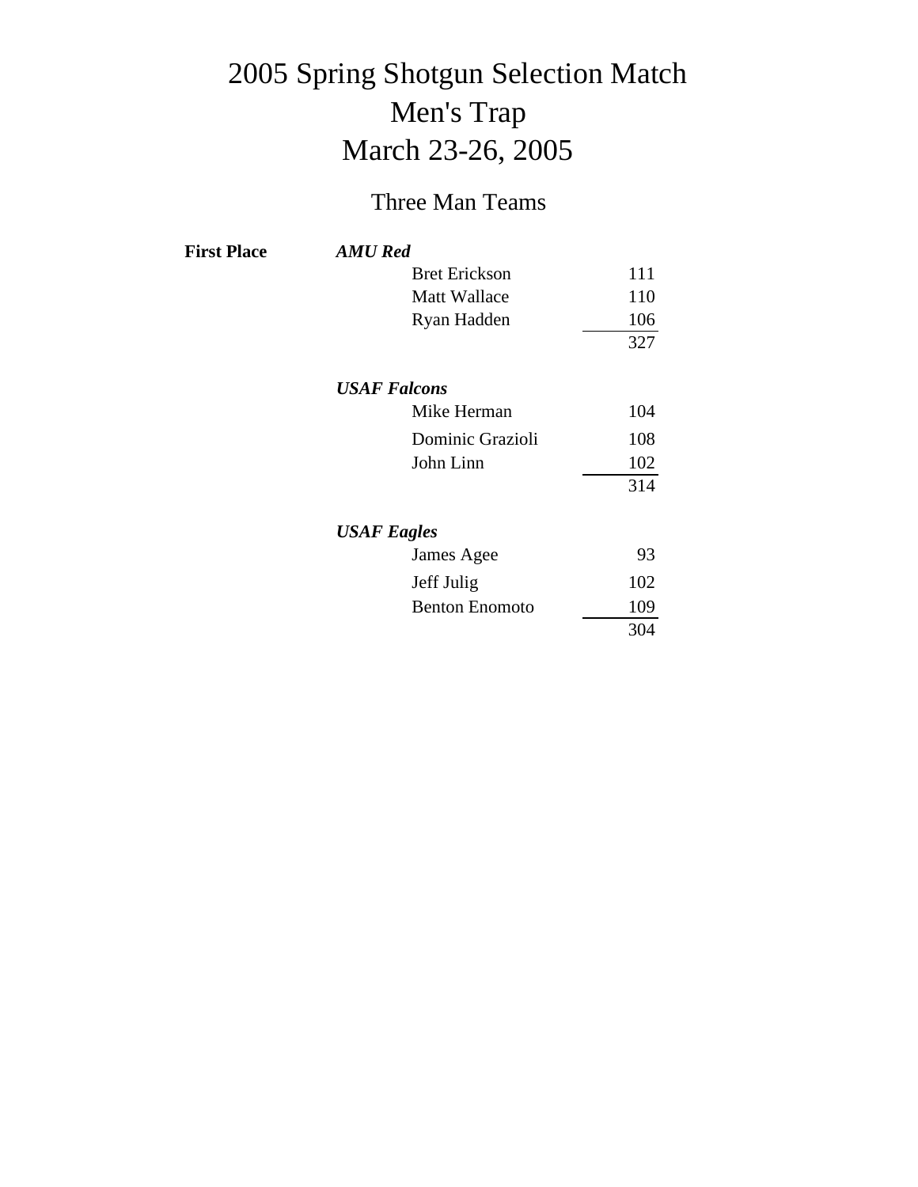# 2005 Spring Shotgun Selection Match
# Men's Trap
# March 23-26, 2005

## Three Man Teams

| | Team / Shooter | Score |
|---|---|---|
| **First Place** | ***AMU Red*** | |
| | Bret Erickson | 111 |
| | Matt Wallace | 110 |
| | Ryan Hadden | 106 |
| | | 327 |
| | ***USAF Falcons*** | |
| | Mike Herman | 104 |
| | Dominic Grazioli | 108 |
| | John Linn | 102 |
| | | 314 |
| | ***USAF Eagles*** | |
| | James Agee | 93 |
| | Jeff Julig | 102 |
| | Benton Enomoto | 109 |
| | | 304 |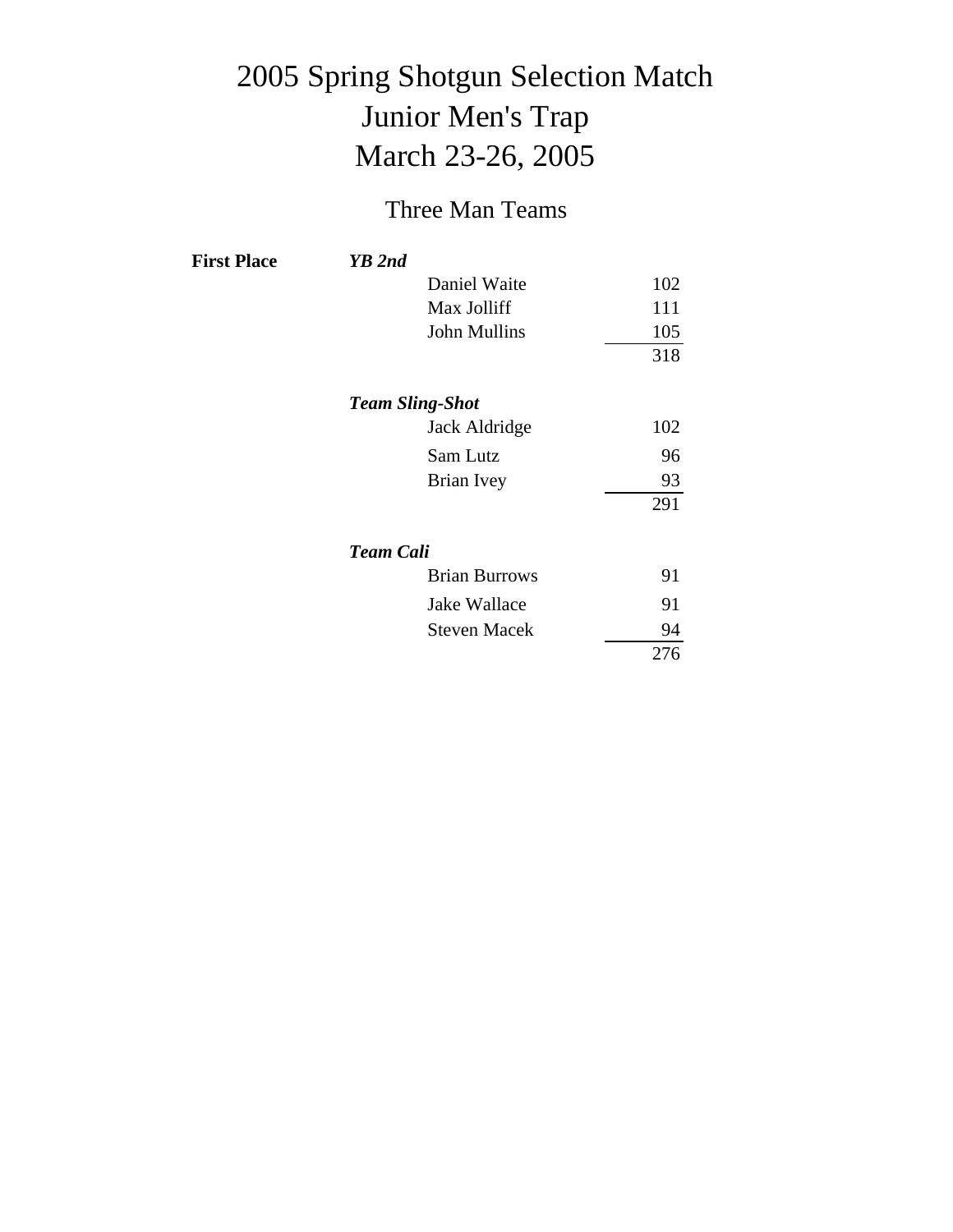# 2005 Spring Shotgun Selection Match
# Junior Men's Trap
# March 23-26, 2005

## Three Man Teams

| | | | |
|---|---|---|---|
| **First Place** | ***YB 2nd*** | | |
| | | Daniel Waite | 102 |
| | | Max Jolliff | 111 |
| | | John Mullins | 105 |
| | | | 318 |
| | ***Team Sling-Shot*** | | |
| | | Jack Aldridge | 102 |
| | | Sam Lutz | 96 |
| | | Brian Ivey | 93 |
| | | | 291 |
| | ***Team Cali*** | | |
| | | Brian Burrows | 91 |
| | | Jake Wallace | 91 |
| | | Steven Macek | 94 |
| | | | 276 |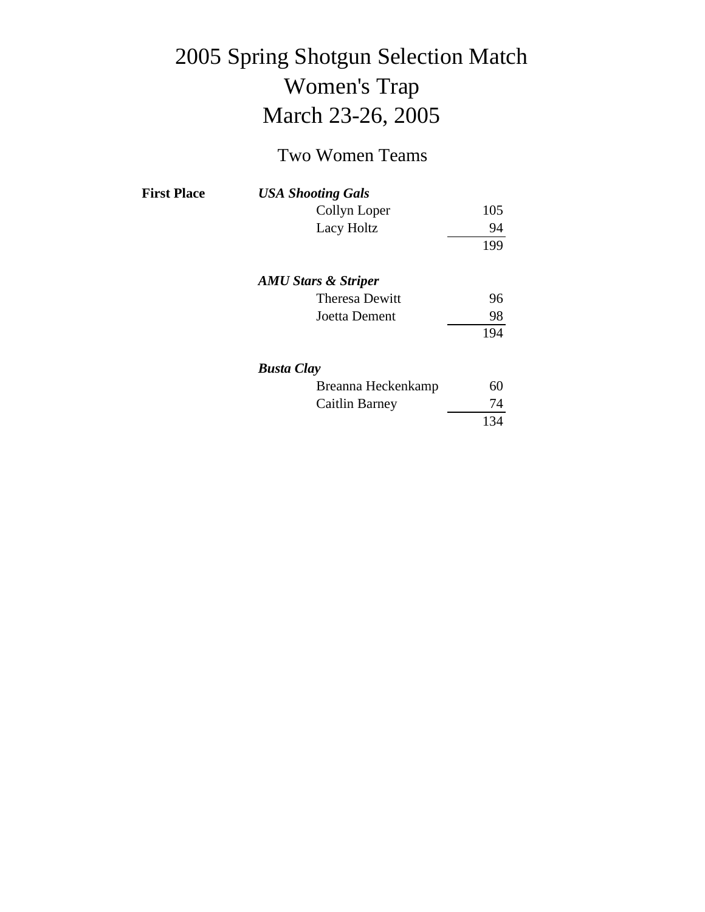# 2005 Spring Shotgun Selection Match

# Women's Trap

# March 23-26, 2005

## Two Women Teams

| | | |
|---|---|---|
| **First Place** | ***USA Shooting Gals*** | |
| | Collyn Loper | 105 |
| | Lacy Holtz | 94 |
| | | 199 |
| | ***AMU Stars & Striper*** | |
| | Theresa Dewitt | 96 |
| | Joetta Dement | 98 |
| | | 194 |
| | ***Busta Clay*** | |
| | Breanna Heckenkamp | 60 |
| | Caitlin Barney | 74 |
| | | 134 |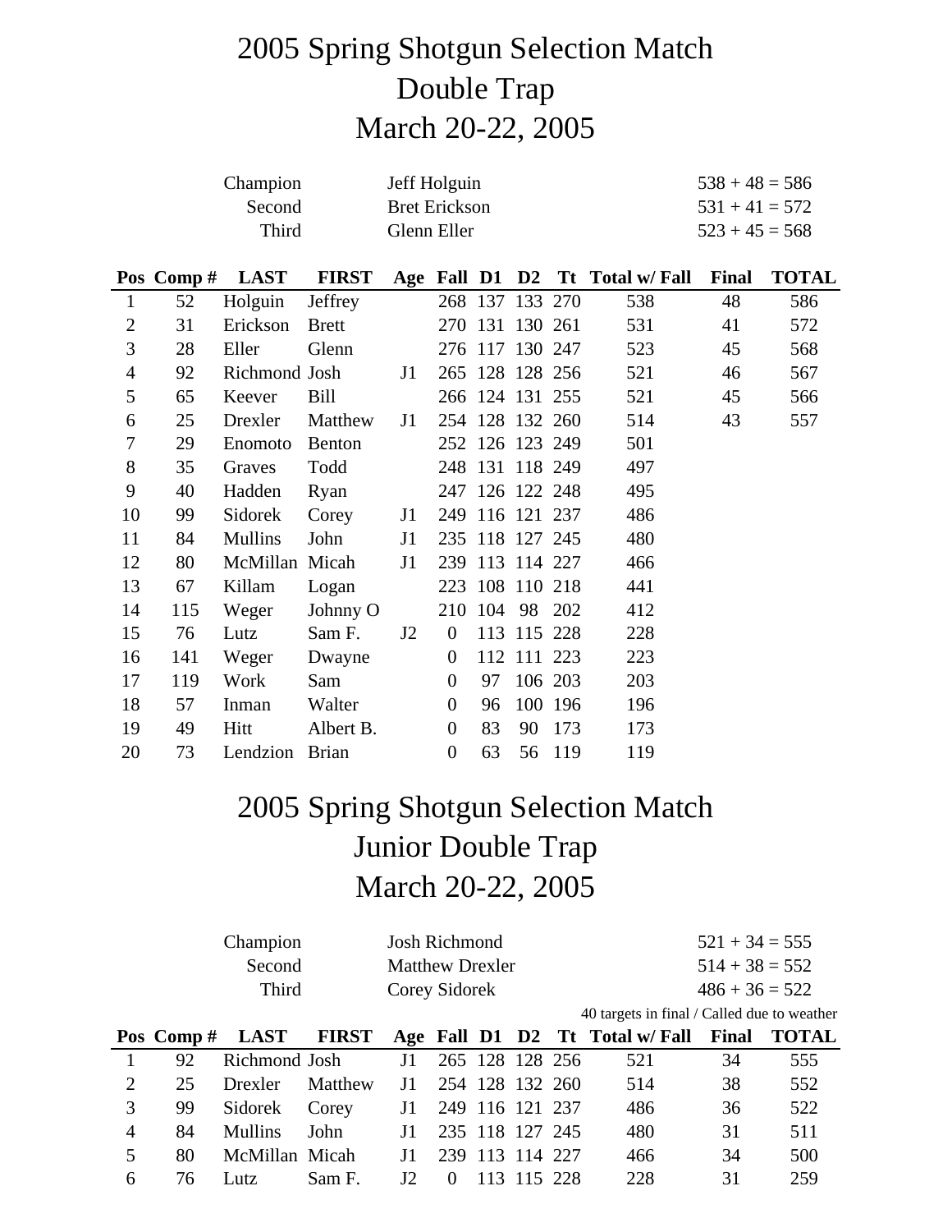# 2005 Spring Shotgun Selection Match
# Double Trap
# March 20-22, 2005

| | | |
|---|---|---|
| Champion | Jeff Holguin | 538 + 48 = 586 |
| Second | Bret Erickson | 531 + 41 = 572 |
| Third | Glenn Eller | 523 + 45 = 568 |

| Pos | Comp # | LAST | FIRST | Age | Fall | D1 | D2 | Tt | Total w/ Fall | Final | TOTAL |
|---|---|---|---|---|---|---|---|---|---|---|---|
| 1 | 52 | Holguin | Jeffrey | | 268 | 137 | 133 | 270 | 538 | 48 | 586 |
| 2 | 31 | Erickson | Brett | | 270 | 131 | 130 | 261 | 531 | 41 | 572 |
| 3 | 28 | Eller | Glenn | | 276 | 117 | 130 | 247 | 523 | 45 | 568 |
| 4 | 92 | Richmond | Josh | J1 | 265 | 128 | 128 | 256 | 521 | 46 | 567 |
| 5 | 65 | Keever | Bill | | 266 | 124 | 131 | 255 | 521 | 45 | 566 |
| 6 | 25 | Drexler | Matthew | J1 | 254 | 128 | 132 | 260 | 514 | 43 | 557 |
| 7 | 29 | Enomoto | Benton | | 252 | 126 | 123 | 249 | 501 | | |
| 8 | 35 | Graves | Todd | | 248 | 131 | 118 | 249 | 497 | | |
| 9 | 40 | Hadden | Ryan | | 247 | 126 | 122 | 248 | 495 | | |
| 10 | 99 | Sidorek | Corey | J1 | 249 | 116 | 121 | 237 | 486 | | |
| 11 | 84 | Mullins | John | J1 | 235 | 118 | 127 | 245 | 480 | | |
| 12 | 80 | McMillan | Micah | J1 | 239 | 113 | 114 | 227 | 466 | | |
| 13 | 67 | Killam | Logan | | 223 | 108 | 110 | 218 | 441 | | |
| 14 | 115 | Weger | Johnny O | | 210 | 104 | 98 | 202 | 412 | | |
| 15 | 76 | Lutz | Sam F. | J2 | 0 | 113 | 115 | 228 | 228 | | |
| 16 | 141 | Weger | Dwayne | | 0 | 112 | 111 | 223 | 223 | | |
| 17 | 119 | Work | Sam | | 0 | 97 | 106 | 203 | 203 | | |
| 18 | 57 | Inman | Walter | | 0 | 96 | 100 | 196 | 196 | | |
| 19 | 49 | Hitt | Albert B. | | 0 | 83 | 90 | 173 | 173 | | |
| 20 | 73 | Lendzion | Brian | | 0 | 63 | 56 | 119 | 119 | | |

# 2005 Spring Shotgun Selection Match
# Junior Double Trap
# March 20-22, 2005

| | | |
|---|---|---|
| Champion | Josh Richmond | 521 + 34 = 555 |
| Second | Matthew Drexler | 514 + 38 = 552 |
| Third | Corey Sidorek | 486 + 36 = 522 |

40 targets in final / Called due to weather

| Pos | Comp # | LAST | FIRST | Age | Fall | D1 | D2 | Tt | Total w/ Fall | Final | TOTAL |
|---|---|---|---|---|---|---|---|---|---|---|---|
| 1 | 92 | Richmond | Josh | J1 | 265 | 128 | 128 | 256 | 521 | 34 | 555 |
| 2 | 25 | Drexler | Matthew | J1 | 254 | 128 | 132 | 260 | 514 | 38 | 552 |
| 3 | 99 | Sidorek | Corey | J1 | 249 | 116 | 121 | 237 | 486 | 36 | 522 |
| 4 | 84 | Mullins | John | J1 | 235 | 118 | 127 | 245 | 480 | 31 | 511 |
| 5 | 80 | McMillan | Micah | J1 | 239 | 113 | 114 | 227 | 466 | 34 | 500 |
| 6 | 76 | Lutz | Sam F. | J2 | 0 | 113 | 115 | 228 | 228 | 31 | 259 |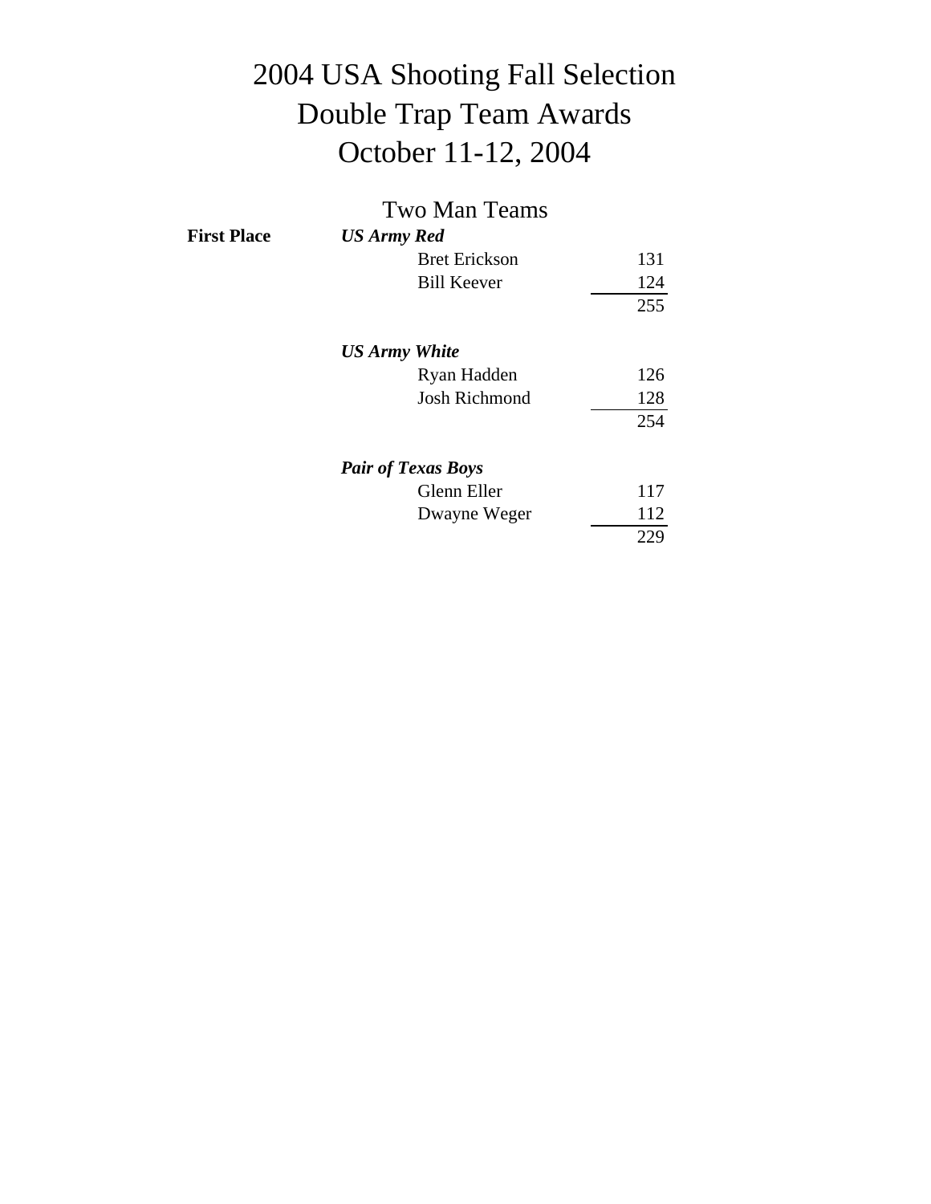# 2004 USA Shooting Fall Selection
# Double Trap Team Awards
# October 11-12, 2004

## Two Man Teams

| | Team | Name | Score |
|---|---|---|---|
| **First Place** | ***US Army Red*** | | |
| | | Bret Erickson | 131 |
| | | Bill Keever | 124 |
| | | | 255 |
| | ***US Army White*** | | |
| | | Ryan Hadden | 126 |
| | | Josh Richmond | 128 |
| | | | 254 |
| | ***Pair of Texas Boys*** | | |
| | | Glenn Eller | 117 |
| | | Dwayne Weger | 112 |
| | | | 229 |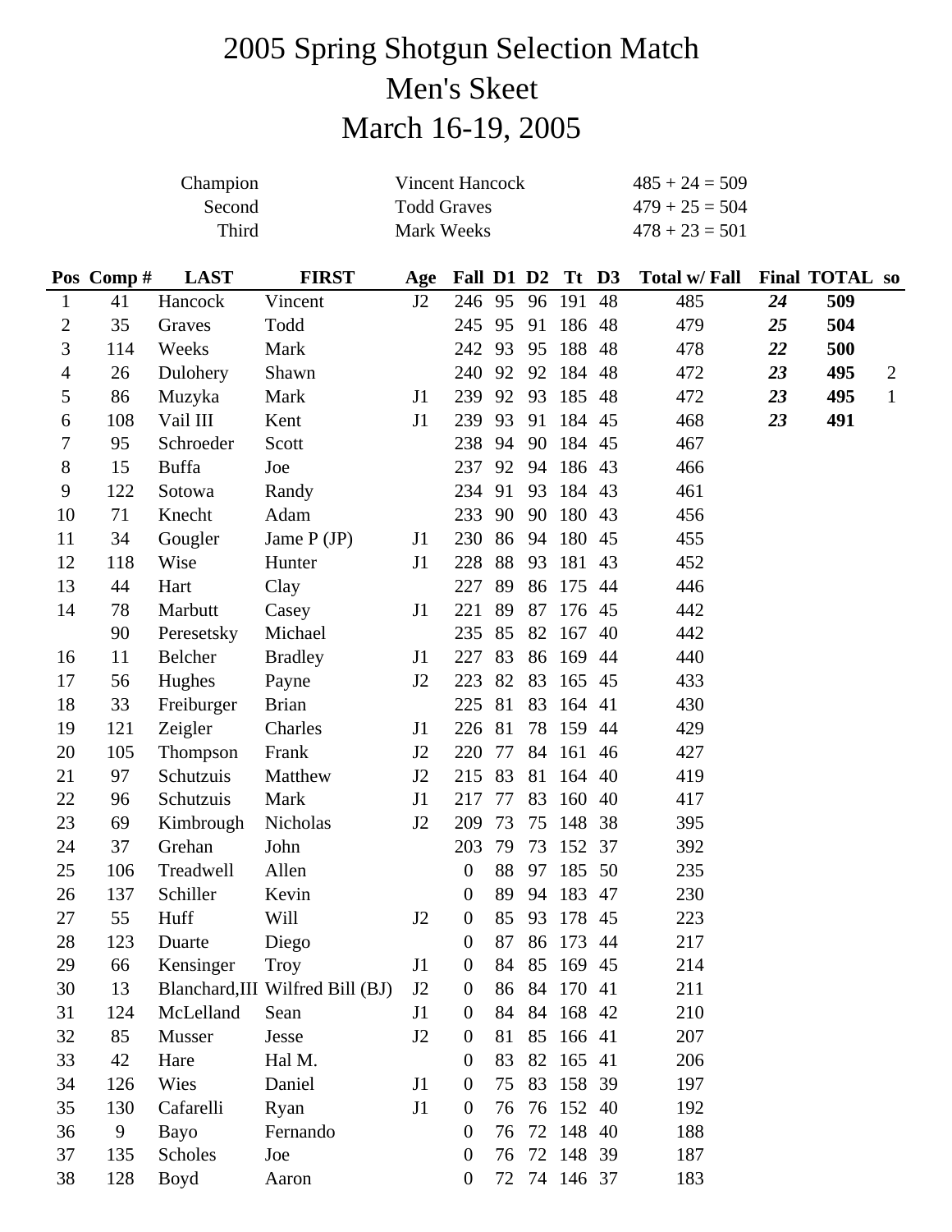# 2005 Spring Shotgun Selection Match
# Men's Skeet
# March 16-19, 2005

| | | |
|---|---|---|
| Champion | Vincent Hancock | 485 + 24 = 509 |
| Second | Todd Graves | 479 + 25 = 504 |
| Third | Mark Weeks | 478 + 23 = 501 |

| Pos | Comp # | LAST | FIRST | Age | Fall | D1 | D2 | Tt | D3 | Total w/ Fall | Final | TOTAL | so |
|---|---|---|---|---|---|---|---|---|---|---|---|---|---|
| 1 | 41 | Hancock | Vincent | J2 | 246 | 95 | 96 | 191 | 48 | 485 | ***24*** | **509** | |
| 2 | 35 | Graves | Todd | | 245 | 95 | 91 | 186 | 48 | 479 | ***25*** | **504** | |
| 3 | 114 | Weeks | Mark | | 242 | 93 | 95 | 188 | 48 | 478 | ***22*** | **500** | |
| 4 | 26 | Dulohery | Shawn | | 240 | 92 | 92 | 184 | 48 | 472 | ***23*** | **495** | 2 |
| 5 | 86 | Muzyka | Mark | J1 | 239 | 92 | 93 | 185 | 48 | 472 | ***23*** | **495** | 1 |
| 6 | 108 | Vail III | Kent | J1 | 239 | 93 | 91 | 184 | 45 | 468 | ***23*** | **491** | |
| 7 | 95 | Schroeder | Scott | | 238 | 94 | 90 | 184 | 45 | 467 | | | |
| 8 | 15 | Buffa | Joe | | 237 | 92 | 94 | 186 | 43 | 466 | | | |
| 9 | 122 | Sotowa | Randy | | 234 | 91 | 93 | 184 | 43 | 461 | | | |
| 10 | 71 | Knecht | Adam | | 233 | 90 | 90 | 180 | 43 | 456 | | | |
| 11 | 34 | Gougler | Jame P (JP) | J1 | 230 | 86 | 94 | 180 | 45 | 455 | | | |
| 12 | 118 | Wise | Hunter | J1 | 228 | 88 | 93 | 181 | 43 | 452 | | | |
| 13 | 44 | Hart | Clay | | 227 | 89 | 86 | 175 | 44 | 446 | | | |
| 14 | 78 | Marbutt | Casey | J1 | 221 | 89 | 87 | 176 | 45 | 442 | | | |
| | 90 | Peresetsky | Michael | | 235 | 85 | 82 | 167 | 40 | 442 | | | |
| 16 | 11 | Belcher | Bradley | J1 | 227 | 83 | 86 | 169 | 44 | 440 | | | |
| 17 | 56 | Hughes | Payne | J2 | 223 | 82 | 83 | 165 | 45 | 433 | | | |
| 18 | 33 | Freiburger | Brian | | 225 | 81 | 83 | 164 | 41 | 430 | | | |
| 19 | 121 | Zeigler | Charles | J1 | 226 | 81 | 78 | 159 | 44 | 429 | | | |
| 20 | 105 | Thompson | Frank | J2 | 220 | 77 | 84 | 161 | 46 | 427 | | | |
| 21 | 97 | Schutzuis | Matthew | J2 | 215 | 83 | 81 | 164 | 40 | 419 | | | |
| 22 | 96 | Schutzuis | Mark | J1 | 217 | 77 | 83 | 160 | 40 | 417 | | | |
| 23 | 69 | Kimbrough | Nicholas | J2 | 209 | 73 | 75 | 148 | 38 | 395 | | | |
| 24 | 37 | Grehan | John | | 203 | 79 | 73 | 152 | 37 | 392 | | | |
| 25 | 106 | Treadwell | Allen | | 0 | 88 | 97 | 185 | 50 | 235 | | | |
| 26 | 137 | Schiller | Kevin | | 0 | 89 | 94 | 183 | 47 | 230 | | | |
| 27 | 55 | Huff | Will | J2 | 0 | 85 | 93 | 178 | 45 | 223 | | | |
| 28 | 123 | Duarte | Diego | | 0 | 87 | 86 | 173 | 44 | 217 | | | |
| 29 | 66 | Kensinger | Troy | J1 | 0 | 84 | 85 | 169 | 45 | 214 | | | |
| 30 | 13 | Blanchard,III | Wilfred Bill (BJ) | J2 | 0 | 86 | 84 | 170 | 41 | 211 | | | |
| 31 | 124 | McLelland | Sean | J1 | 0 | 84 | 84 | 168 | 42 | 210 | | | |
| 32 | 85 | Musser | Jesse | J2 | 0 | 81 | 85 | 166 | 41 | 207 | | | |
| 33 | 42 | Hare | Hal M. | | 0 | 83 | 82 | 165 | 41 | 206 | | | |
| 34 | 126 | Wies | Daniel | J1 | 0 | 75 | 83 | 158 | 39 | 197 | | | |
| 35 | 130 | Cafarelli | Ryan | J1 | 0 | 76 | 76 | 152 | 40 | 192 | | | |
| 36 | 9 | Bayo | Fernando | | 0 | 76 | 72 | 148 | 40 | 188 | | | |
| 37 | 135 | Scholes | Joe | | 0 | 76 | 72 | 148 | 39 | 187 | | | |
| 38 | 128 | Boyd | Aaron | | 0 | 72 | 74 | 146 | 37 | 183 | | | |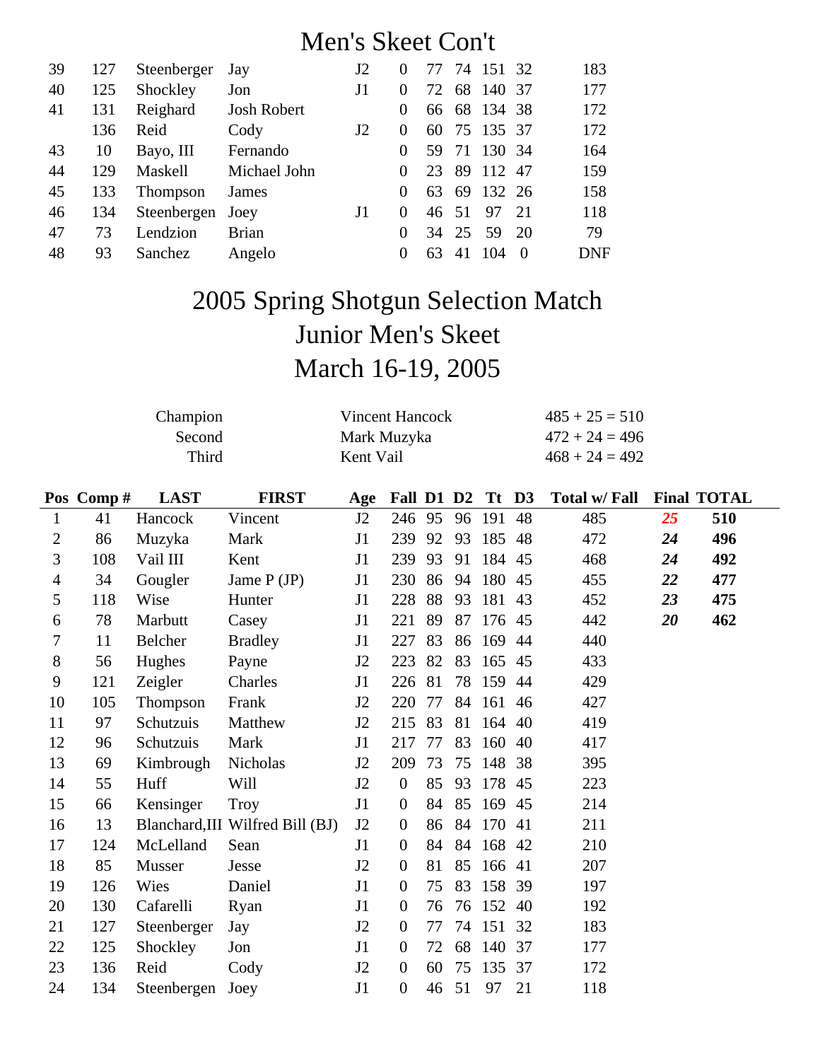# Men's Skeet Con't

| | | | | | | | | | | |
|---|---|---|---|---|---|---|---|---|---|---|
| 39 | 127 | Steenberger | Jay | J2 | 0 | 77 | 74 | 151 | 32 | 183 |
| 40 | 125 | Shockley | Jon | J1 | 0 | 72 | 68 | 140 | 37 | 177 |
| 41 | 131 | Reighard | Josh Robert | | 0 | 66 | 68 | 134 | 38 | 172 |
| | 136 | Reid | Cody | J2 | 0 | 60 | 75 | 135 | 37 | 172 |
| 43 | 10 | Bayo, III | Fernando | | 0 | 59 | 71 | 130 | 34 | 164 |
| 44 | 129 | Maskell | Michael John | | 0 | 23 | 89 | 112 | 47 | 159 |
| 45 | 133 | Thompson | James | | 0 | 63 | 69 | 132 | 26 | 158 |
| 46 | 134 | Steenbergen | Joey | J1 | 0 | 46 | 51 | 97 | 21 | 118 |
| 47 | 73 | Lendzion | Brian | | 0 | 34 | 25 | 59 | 20 | 79 |
| 48 | 93 | Sanchez | Angelo | | 0 | 63 | 41 | 104 | 0 | DNF |

# 2005 Spring Shotgun Selection Match
# Junior Men's Skeet
# March 16-19, 2005

| | | |
|---|---|---|
| Champion | Vincent Hancock | 485 + 25 = 510 |
| Second | Mark Muzyka | 472 + 24 = 496 |
| Third | Kent Vail | 468 + 24 = 492 |

| Pos | Comp # | LAST | FIRST | Age | Fall | D1 | D2 | Tt | D3 | Total w/ Fall | Final | TOTAL |
|---|---|---|---|---|---|---|---|---|---|---|---|---|
| 1 | 41 | Hancock | Vincent | J2 | 246 | 95 | 96 | 191 | 48 | 485 | *25* | **510** |
| 2 | 86 | Muzyka | Mark | J1 | 239 | 92 | 93 | 185 | 48 | 472 | *24* | **496** |
| 3 | 108 | Vail III | Kent | J1 | 239 | 93 | 91 | 184 | 45 | 468 | *24* | **492** |
| 4 | 34 | Gougler | Jame P (JP) | J1 | 230 | 86 | 94 | 180 | 45 | 455 | *22* | **477** |
| 5 | 118 | Wise | Hunter | J1 | 228 | 88 | 93 | 181 | 43 | 452 | *23* | **475** |
| 6 | 78 | Marbutt | Casey | J1 | 221 | 89 | 87 | 176 | 45 | 442 | *20* | **462** |
| 7 | 11 | Belcher | Bradley | J1 | 227 | 83 | 86 | 169 | 44 | 440 | | |
| 8 | 56 | Hughes | Payne | J2 | 223 | 82 | 83 | 165 | 45 | 433 | | |
| 9 | 121 | Zeigler | Charles | J1 | 226 | 81 | 78 | 159 | 44 | 429 | | |
| 10 | 105 | Thompson | Frank | J2 | 220 | 77 | 84 | 161 | 46 | 427 | | |
| 11 | 97 | Schutzuis | Matthew | J2 | 215 | 83 | 81 | 164 | 40 | 419 | | |
| 12 | 96 | Schutzuis | Mark | J1 | 217 | 77 | 83 | 160 | 40 | 417 | | |
| 13 | 69 | Kimbrough | Nicholas | J2 | 209 | 73 | 75 | 148 | 38 | 395 | | |
| 14 | 55 | Huff | Will | J2 | 0 | 85 | 93 | 178 | 45 | 223 | | |
| 15 | 66 | Kensinger | Troy | J1 | 0 | 84 | 85 | 169 | 45 | 214 | | |
| 16 | 13 | Blanchard,III | Wilfred Bill (BJ) | J2 | 0 | 86 | 84 | 170 | 41 | 211 | | |
| 17 | 124 | McLelland | Sean | J1 | 0 | 84 | 84 | 168 | 42 | 210 | | |
| 18 | 85 | Musser | Jesse | J2 | 0 | 81 | 85 | 166 | 41 | 207 | | |
| 19 | 126 | Wies | Daniel | J1 | 0 | 75 | 83 | 158 | 39 | 197 | | |
| 20 | 130 | Cafarelli | Ryan | J1 | 0 | 76 | 76 | 152 | 40 | 192 | | |
| 21 | 127 | Steenberger | Jay | J2 | 0 | 77 | 74 | 151 | 32 | 183 | | |
| 22 | 125 | Shockley | Jon | J1 | 0 | 72 | 68 | 140 | 37 | 177 | | |
| 23 | 136 | Reid | Cody | J2 | 0 | 60 | 75 | 135 | 37 | 172 | | |
| 24 | 134 | Steenbergen | Joey | J1 | 0 | 46 | 51 | 97 | 21 | 118 | | |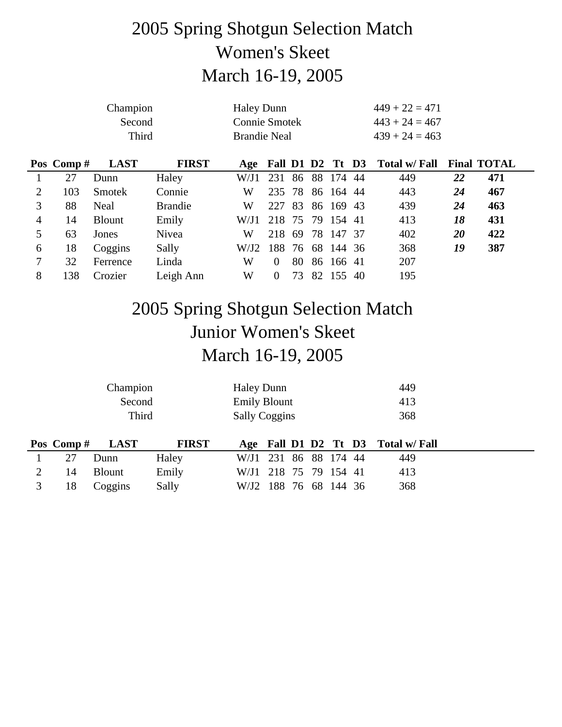# 2005 Spring Shotgun Selection Match
# Women's Skeet
# March 16-19, 2005

| | | |
|---|---|---|
| Champion | Haley Dunn | 449 + 22 = 471 |
| Second | Connie Smotek | 443 + 24 = 467 |
| Third | Brandie Neal | 439 + 24 = 463 |

| Pos | Comp # | LAST | FIRST | Age | Fall | D1 | D2 | Tt | D3 | Total w/ Fall | Final | TOTAL |
|---|---|---|---|---|---|---|---|---|---|---|---|---|
| 1 | 27 | Dunn | Haley | W/J1 | 231 | 86 | 88 | 174 | 44 | 449 | ***22*** | **471** |
| 2 | 103 | Smotek | Connie | W | 235 | 78 | 86 | 164 | 44 | 443 | ***24*** | **467** |
| 3 | 88 | Neal | Brandie | W | 227 | 83 | 86 | 169 | 43 | 439 | ***24*** | **463** |
| 4 | 14 | Blount | Emily | W/J1 | 218 | 75 | 79 | 154 | 41 | 413 | ***18*** | **431** |
| 5 | 63 | Jones | Nivea | W | 218 | 69 | 78 | 147 | 37 | 402 | ***20*** | **422** |
| 6 | 18 | Coggins | Sally | W/J2 | 188 | 76 | 68 | 144 | 36 | 368 | ***19*** | **387** |
| 7 | 32 | Ferrence | Linda | W | 0 | 80 | 86 | 166 | 41 | 207 | | |
| 8 | 138 | Crozier | Leigh Ann | W | 0 | 73 | 82 | 155 | 40 | 195 | | |

# 2005 Spring Shotgun Selection Match
# Junior Women's Skeet
# March 16-19, 2005

| | | |
|---|---|---|
| Champion | Haley Dunn | 449 |
| Second | Emily Blount | 413 |
| Third | Sally Coggins | 368 |

| Pos | Comp # | LAST | FIRST | Age | Fall | D1 | D2 | Tt | D3 | Total w/ Fall |
|---|---|---|---|---|---|---|---|---|---|---|
| 1 | 27 | Dunn | Haley | W/J1 | 231 | 86 | 88 | 174 | 44 | 449 |
| 2 | 14 | Blount | Emily | W/J1 | 218 | 75 | 79 | 154 | 41 | 413 |
| 3 | 18 | Coggins | Sally | W/J2 | 188 | 76 | 68 | 144 | 36 | 368 |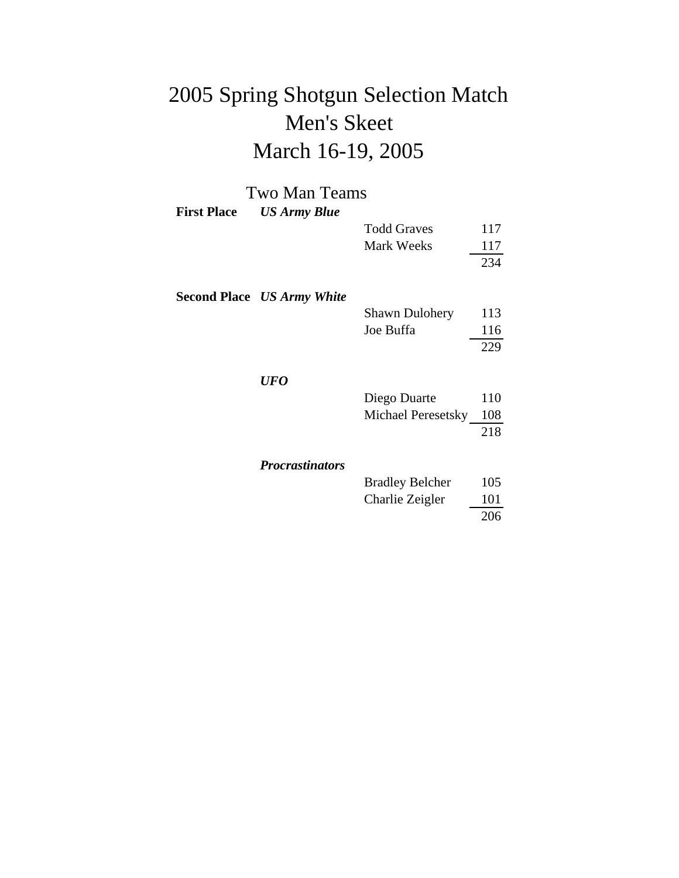# 2005 Spring Shotgun Selection Match
# Men's Skeet
# March 16-19, 2005

## Two Man Teams

| | | | |
|---|---|---|---|
| **First Place** | ***US Army Blue*** | | |
| | | Todd Graves | 117 |
| | | Mark Weeks | 117 |
| | | | 234 |
| **Second Place** | ***US Army White*** | | |
| | | Shawn Dulohery | 113 |
| | | Joe Buffa | 116 |
| | | | 229 |
| | ***UFO*** | | |
| | | Diego Duarte | 110 |
| | | Michael Peresetsky | 108 |
| | | | 218 |
| | ***Procrastinators*** | | |
| | | Bradley Belcher | 105 |
| | | Charlie Zeigler | 101 |
| | | | 206 |